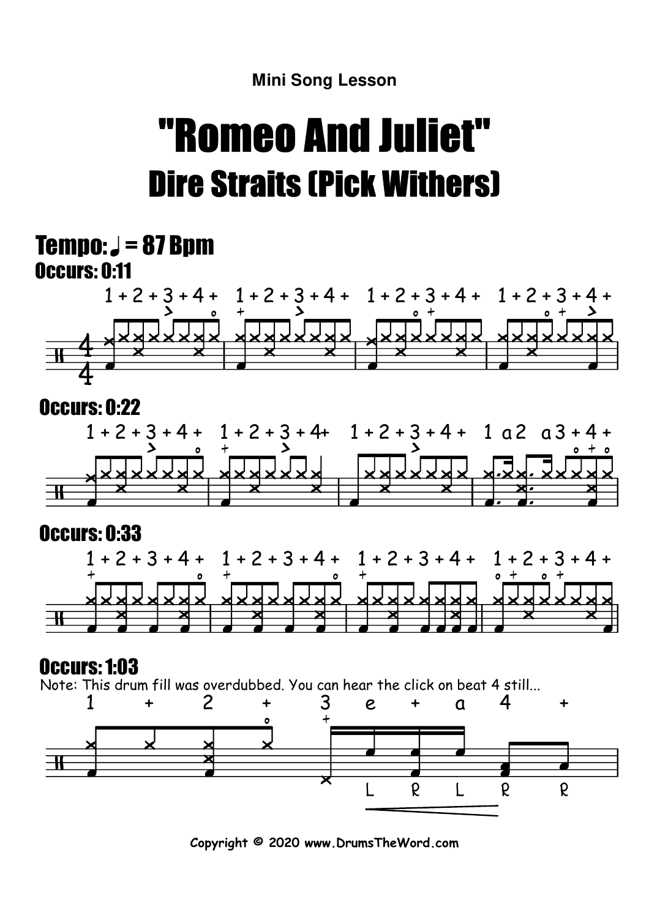Mini Song Lesson

# "Romeo And Juliet"

## Dire Straits (Pick Withers)

### Tempo: ♩ = 87 Bpm

**Occurs: 0:11**

1 + 2 + 3 + 4 + 1 + 2 + 3 + 4 + 1 + 2 + 3 + 4 + 1 + 2 + 3 + 4 +

**Occurs: 0:22**

1 + 2 + 3 + 4 + 1 + 2 + 3 + 4+ 1 + 2 + 3 + 4 + 1 a 2 a 3 + 4 +

**Occurs: 0:33**

1 + 2 + 3 + 4 + 1 + 2 + 3 + 4 + 1 + 2 + 3 + 4 + 1 + 2 + 3 + 4 +

**Occurs: 1:03**

Note: This drum fill was overdubbed. You can hear the click on beat 4 still...

1 + 2 + 3 e + a 4 +

L R L R R

Copyright © 2020 www.DrumsTheWord.com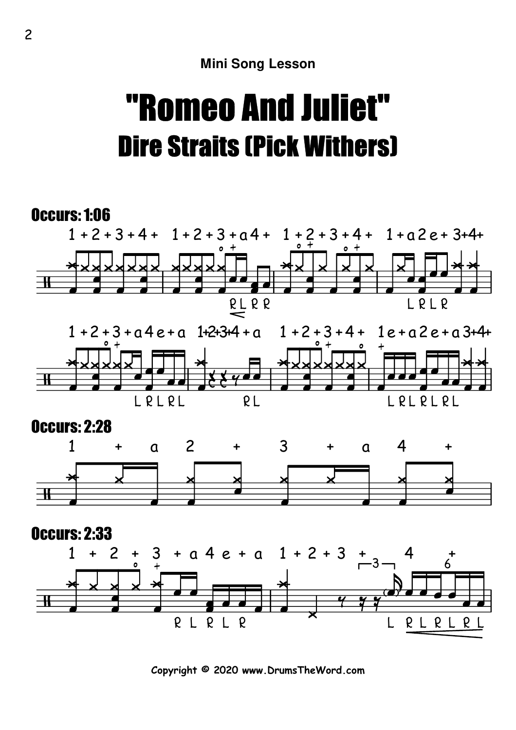**Mini Song Lesson**

# "Romeo And Juliet"

## Dire Straits (Pick Withers)

### Occurs: 1:06

### Occurs: 2:28

### Occurs: 2:33

Copyright © 2020 www.DrumsTheWord.com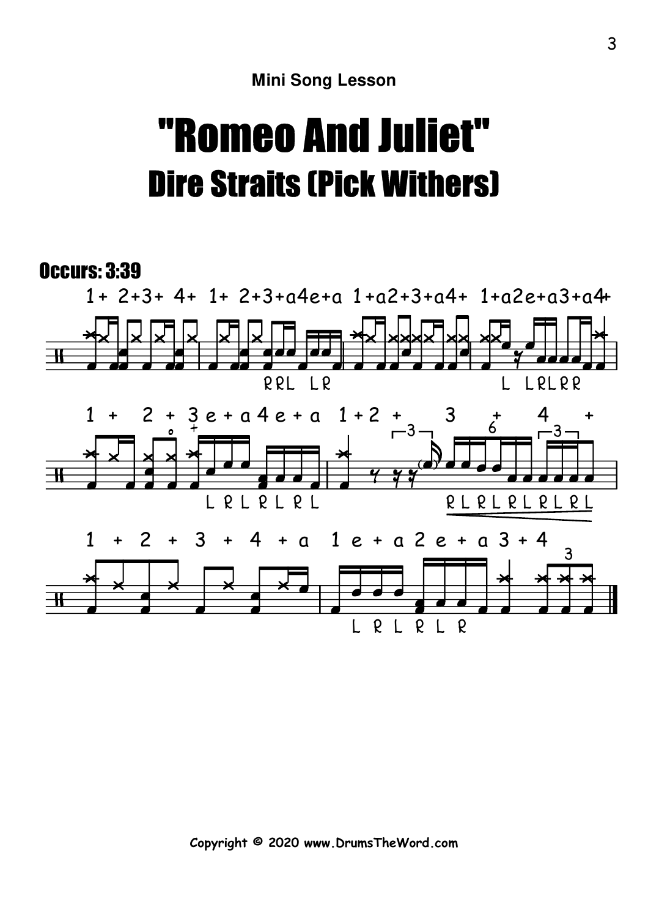**Mini Song Lesson**

# "Romeo And Juliet"

## Dire Straits (Pick Withers)

**Occurs: 3:39**